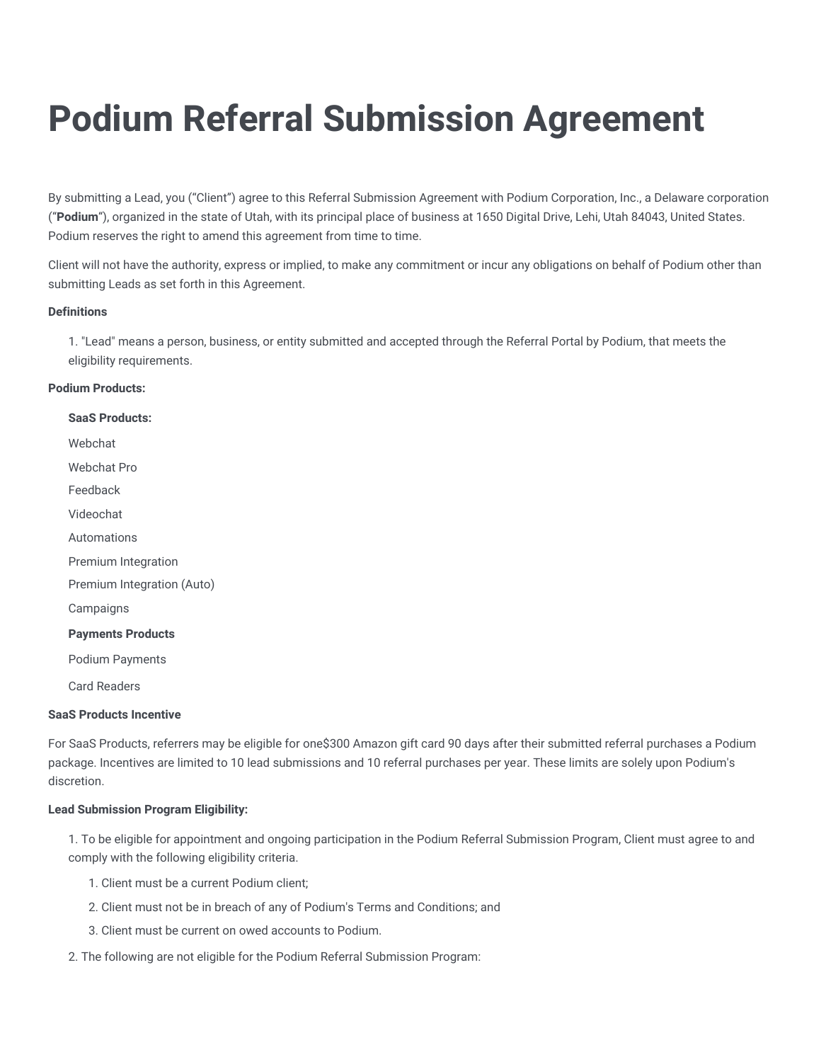# Podium Referral Submission Agreement

By submitting a Lead, you ("Client") agree to this Referral Submission Agreement with Podium Corporation, Inc., a Delaware corporation ("**Podium**"), organized in the state of Utah, with its principal place of business at 1650 Digital Drive, Lehi, Utah 84043, United States. Podium reserves the right to amend this agreement from time to time.

Client will not have the authority, express or implied, to make any commitment or incur any obligations on behalf of Podium other than submitting Leads as set forth in this Agreement.

**Definitions**

1. "Lead" means a person, business, or entity submitted and accepted through the Referral Portal by Podium, that meets the eligibility requirements.

**Podium Products:**

**SaaS Products:**

Webchat

Webchat Pro

Feedback

Videochat

Automations

Premium Integration

Premium Integration (Auto)

Campaigns

**Payments Products**

Podium Payments

Card Readers

**SaaS Products Incentive**

For SaaS Products, referrers may be eligible for one$300 Amazon gift card 90 days after their submitted referral purchases a Podium package. Incentives are limited to 10 lead submissions and 10 referral purchases per year. These limits are solely upon Podium's discretion.

**Lead Submission Program Eligibility:**

1. To be eligible for appointment and ongoing participation in the Podium Referral Submission Program, Client must agree to and comply with the following eligibility criteria.
   1. Client must be a current Podium client;
   2. Client must not be in breach of any of Podium's Terms and Conditions; and
   3. Client must be current on owed accounts to Podium.
2. The following are not eligible for the Podium Referral Submission Program: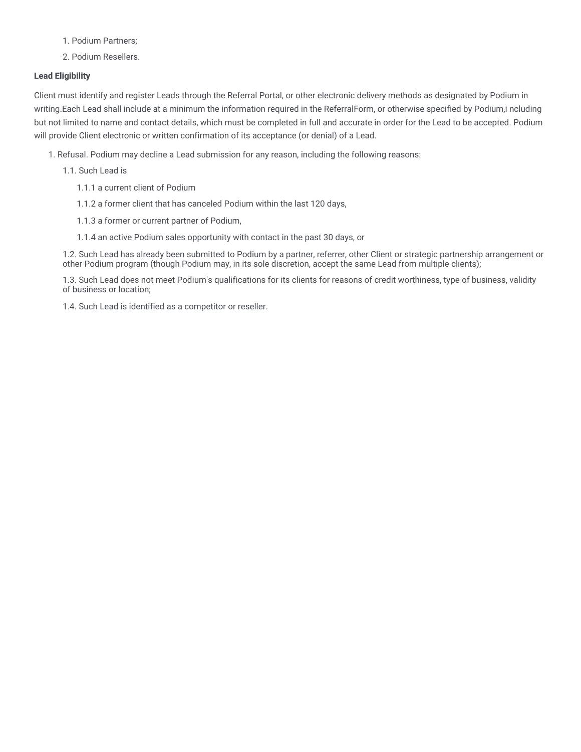1. Podium Partners;
2. Podium Resellers.

**Lead Eligibility**

Client must identify and register Leads through the Referral Portal, or other electronic delivery methods as designated by Podium in writing.Each Lead shall include at a minimum the information required in the ReferralForm, or otherwise specified by Podium,i ncluding but not limited to name and contact details, which must be completed in full and accurate in order for the Lead to be accepted. Podium will provide Client electronic or written confirmation of its acceptance (or denial) of a Lead.

1. Refusal. Podium may decline a Lead submission for any reason, including the following reasons:

   1.1. Such Lead is

      1.1.1 a current client of Podium

      1.1.2 a former client that has canceled Podium within the last 120 days,

      1.1.3 a former or current partner of Podium,

      1.1.4 an active Podium sales opportunity with contact in the past 30 days, or

   1.2. Such Lead has already been submitted to Podium by a partner, referrer, other Client or strategic partnership arrangement or other Podium program (though Podium may, in its sole discretion, accept the same Lead from multiple clients);

   1.3. Such Lead does not meet Podium's qualifications for its clients for reasons of credit worthiness, type of business, validity of business or location;

   1.4. Such Lead is identified as a competitor or reseller.